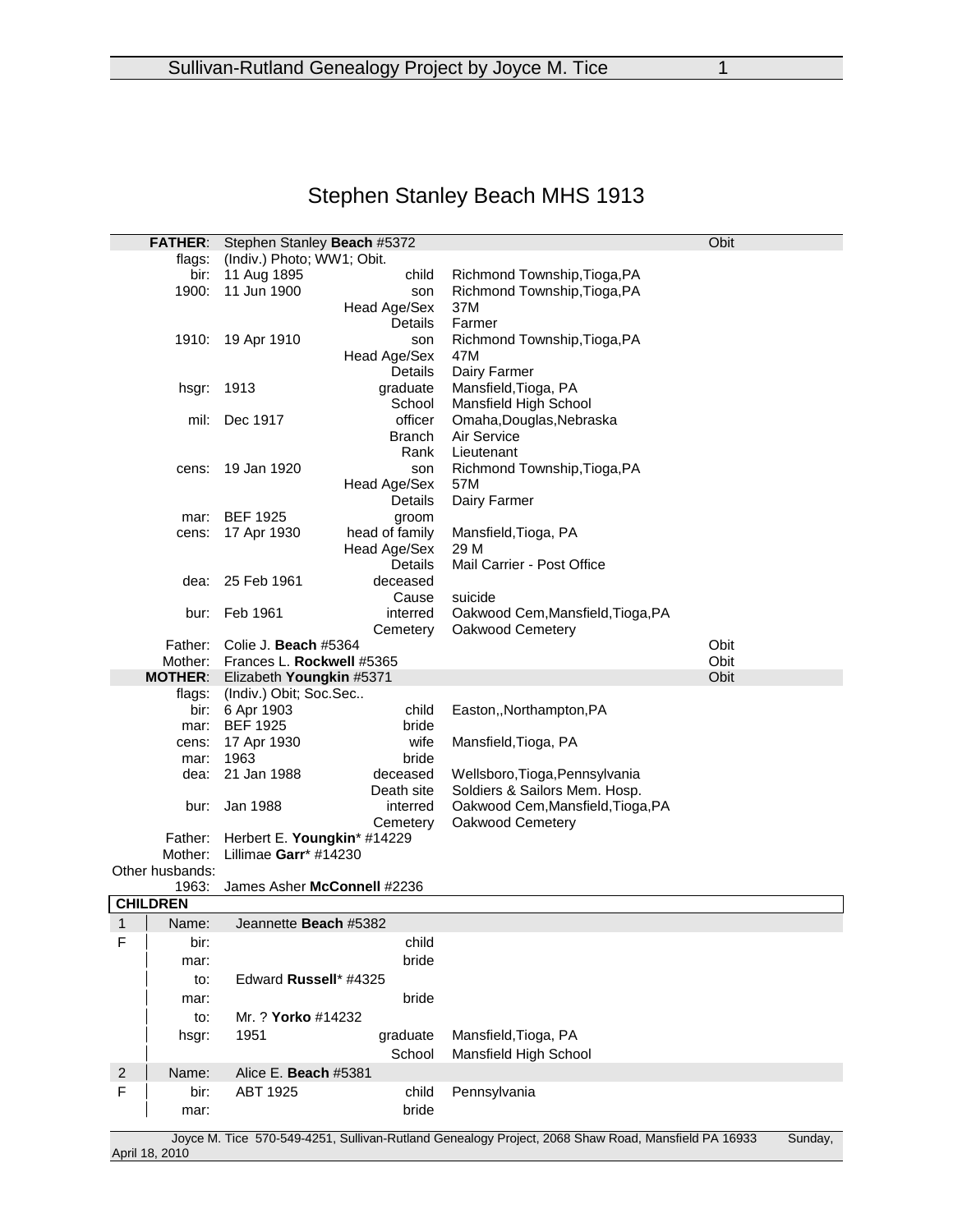# Stephen Stanley Beach MHS 1913

| | | | | |
|---|---|---|---|---|
| **FATHER**: | Stephen Stanley **Beach** #5372 | | | Obit |
| flags: | (Indiv.) Photo; WW1; Obit. | | | |
| bir: | 11 Aug 1895 | child | Richmond Township,Tioga,PA | |
| 1900: | 11 Jun 1900 | son | Richmond Township,Tioga,PA | |
| | | Head Age/Sex | 37M | |
| | | Details | Farmer | |
| 1910: | 19 Apr 1910 | son | Richmond Township,Tioga,PA | |
| | | Head Age/Sex | 47M | |
| | | Details | Dairy Farmer | |
| hsgr: | 1913 | graduate | Mansfield,Tioga, PA | |
| | | School | Mansfield High School | |
| mil: | Dec 1917 | officer | Omaha,Douglas,Nebraska | |
| | | Branch | Air Service | |
| | | Rank | Lieutenant | |
| cens: | 19 Jan 1920 | son | Richmond Township,Tioga,PA | |
| | | Head Age/Sex | 57M | |
| | | Details | Dairy Farmer | |
| mar: | BEF 1925 | groom | | |
| cens: | 17 Apr 1930 | head of family | Mansfield,Tioga, PA | |
| | | Head Age/Sex | 29 M | |
| | | Details | Mail Carrier - Post Office | |
| dea: | 25 Feb 1961 | deceased | | |
| | | Cause | suicide | |
| bur: | Feb 1961 | interred | Oakwood Cem,Mansfield,Tioga,PA | |
| | | Cemetery | Oakwood Cemetery | |
| Father: | Colie J. **Beach** #5364 | | | Obit |
| Mother: | Frances L. **Rockwell** #5365 | | | Obit |
| **MOTHER**: | Elizabeth **Youngkin** #5371 | | | Obit |
| flags: | (Indiv.) Obit; Soc.Sec.. | | | |
| bir: | 6 Apr 1903 | child | Easton,,Northampton,PA | |
| mar: | BEF 1925 | bride | | |
| cens: | 17 Apr 1930 | wife | Mansfield,Tioga, PA | |
| mar: | 1963 | bride | | |
| dea: | 21 Jan 1988 | deceased | Wellsboro,Tioga,Pennsylvania | |
| | | Death site | Soldiers & Sailors Mem. Hosp. | |
| bur: | Jan 1988 | interred | Oakwood Cem,Mansfield,Tioga,PA | |
| | | Cemetery | Oakwood Cemetery | |
| Father: | Herbert E. **Youngkin*** #14229 | | | |
| Mother: | Lillimae **Garr*** #14230 | | | |
| Other husbands: | | | | |
| 1963: | James Asher **McConnell** #2236 | | | |

**CHILDREN**

| | | | | |
|---|---|---|---|---|
| 1 | Name: | Jeannette **Beach** #5382 | | |
| F | bir: | | child | |
| | mar: | | bride | |
| | to: | Edward **Russell*** #4325 | | |
| | mar: | | bride | |
| | to: | Mr. ? **Yorko** #14232 | | |
| | hsgr: | 1951 | graduate | Mansfield,Tioga, PA |
| | | | School | Mansfield High School |
| 2 | Name: | Alice E. **Beach** #5381 | | |
| F | bir: | ABT 1925 | child | Pennsylvania |
| | mar: | | bride | |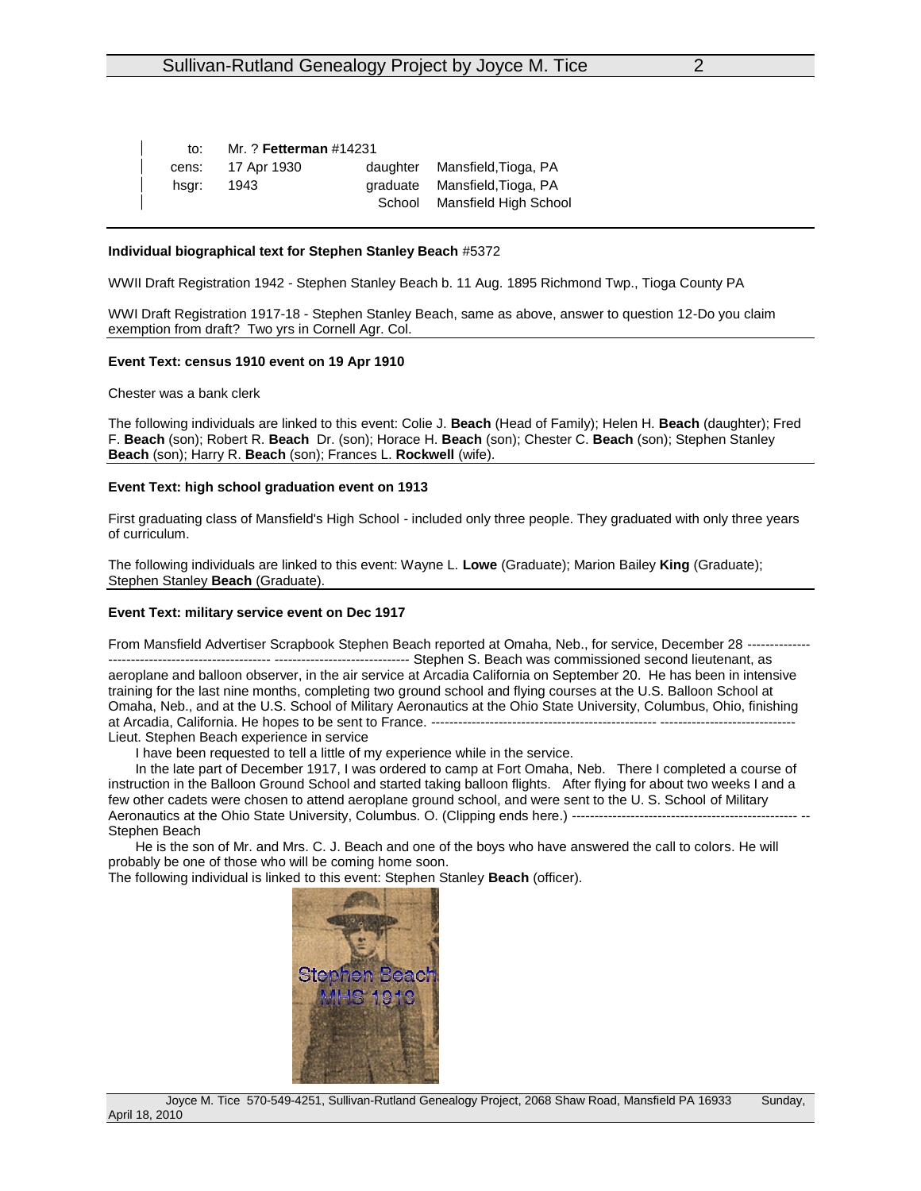| | | | |
|---|---|---|---|
| to: | Mr. ? **Fetterman** #14231 | | |
| cens: | 17 Apr 1930 | daughter | Mansfield,Tioga, PA |
| hsgr: | 1943 | graduate | Mansfield,Tioga, PA |
| | | School | Mansfield High School |

**Individual biographical text for Stephen Stanley Beach** #5372

WWII Draft Registration 1942 - Stephen Stanley Beach b. 11 Aug. 1895 Richmond Twp., Tioga County PA

WWI Draft Registration 1917-18 - Stephen Stanley Beach, same as above, answer to question 12-Do you claim exemption from draft? Two yrs in Cornell Agr. Col.

**Event Text: census 1910 event on 19 Apr 1910**

Chester was a bank clerk

The following individuals are linked to this event: Colie J. **Beach** (Head of Family); Helen H. **Beach** (daughter); Fred F. **Beach** (son); Robert R. **Beach** Dr. (son); Horace H. **Beach** (son); Chester C. **Beach** (son); Stephen Stanley **Beach** (son); Harry R. **Beach** (son); Frances L. **Rockwell** (wife).

**Event Text: high school graduation event on 1913**

First graduating class of Mansfield's High School - included only three people. They graduated with only three years of curriculum.

The following individuals are linked to this event: Wayne L. **Lowe** (Graduate); Marion Bailey **King** (Graduate); Stephen Stanley **Beach** (Graduate).

**Event Text: military service event on Dec 1917**

From Mansfield Advertiser Scrapbook Stephen Beach reported at Omaha, Neb., for service, December 28 -------------- ------------------------------------ ------------------------------ Stephen S. Beach was commissioned second lieutenant, as aeroplane and balloon observer, in the air service at Arcadia California on September 20. He has been in intensive training for the last nine months, completing two ground school and flying courses at the U.S. Balloon School at Omaha, Neb., and at the U.S. School of Military Aeronautics at the Ohio State University, Columbus, Ohio, finishing at Arcadia, California. He hopes to be sent to France. ---------------------------------------------------- ------------------------------ Lieut. Stephen Beach experience in service

I have been requested to tell a little of my experience while in the service.

In the late part of December 1917, I was ordered to camp at Fort Omaha, Neb. There I completed a course of instruction in the Balloon Ground School and started taking balloon flights. After flying for about two weeks I and a few other cadets were chosen to attend aeroplane ground school, and were sent to the U. S. School of Military Aeronautics at the Ohio State University, Columbus. O. (Clipping ends here.) --------------------------------------------------- -- Stephen Beach

He is the son of Mr. and Mrs. C. J. Beach and one of the boys who have answered the call to colors. He will probably be one of those who will be coming home soon.

The following individual is linked to this event: Stephen Stanley **Beach** (officer).

Stephen Beach
MHS 1913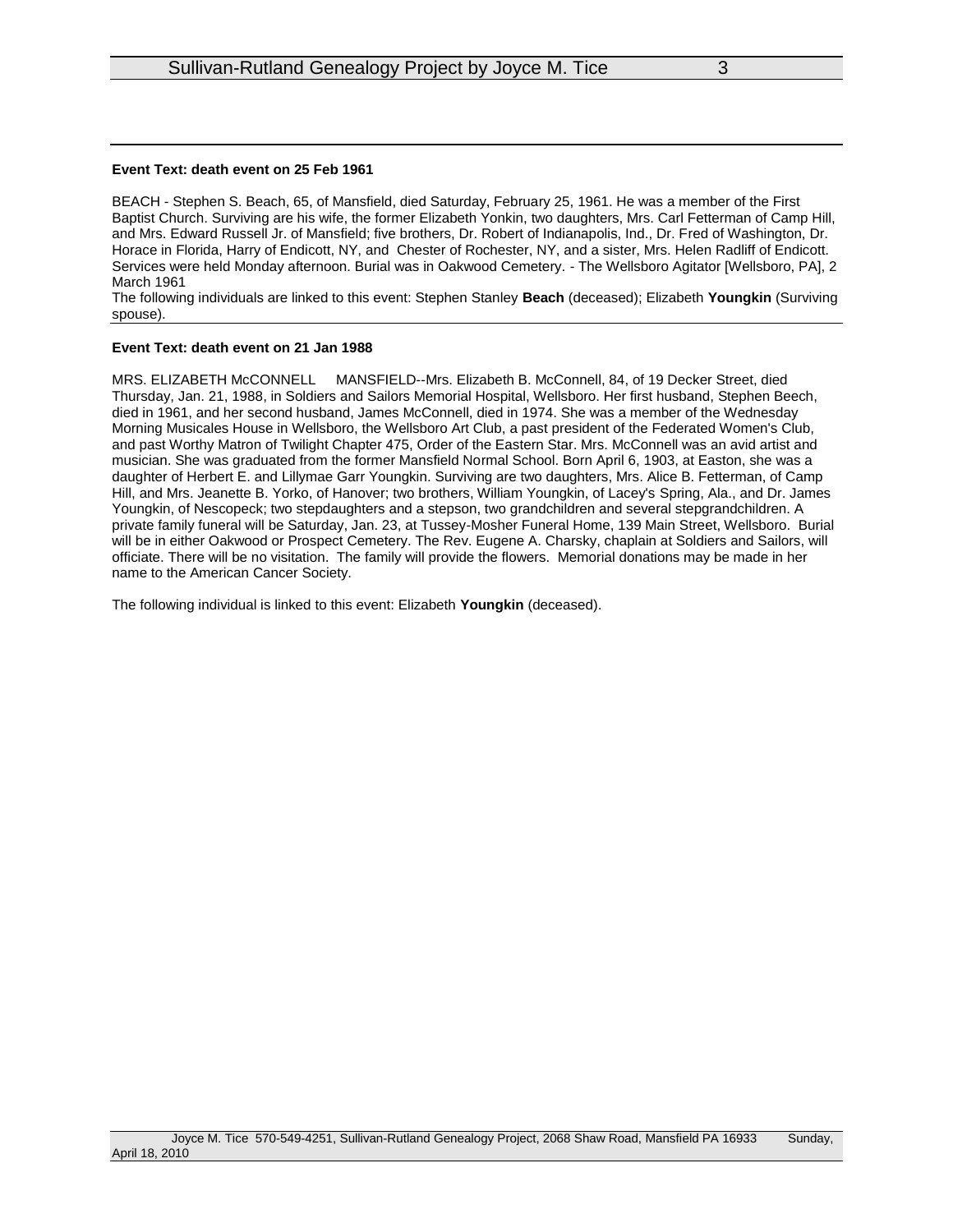**Event Text: death event on 25 Feb 1961**

BEACH - Stephen S. Beach, 65, of Mansfield, died Saturday, February 25, 1961. He was a member of the First Baptist Church. Surviving are his wife, the former Elizabeth Yonkin, two daughters, Mrs. Carl Fetterman of Camp Hill, and Mrs. Edward Russell Jr. of Mansfield; five brothers, Dr. Robert of Indianapolis, Ind., Dr. Fred of Washington, Dr. Horace in Florida, Harry of Endicott, NY, and Chester of Rochester, NY, and a sister, Mrs. Helen Radliff of Endicott. Services were held Monday afternoon. Burial was in Oakwood Cemetery. - The Wellsboro Agitator [Wellsboro, PA], 2 March 1961

The following individuals are linked to this event: Stephen Stanley **Beach** (deceased); Elizabeth **Youngkin** (Surviving spouse).

**Event Text: death event on 21 Jan 1988**

MRS. ELIZABETH McCONNELL MANSFIELD--Mrs. Elizabeth B. McConnell, 84, of 19 Decker Street, died Thursday, Jan. 21, 1988, in Soldiers and Sailors Memorial Hospital, Wellsboro. Her first husband, Stephen Beech, died in 1961, and her second husband, James McConnell, died in 1974. She was a member of the Wednesday Morning Musicales House in Wellsboro, the Wellsboro Art Club, a past president of the Federated Women's Club, and past Worthy Matron of Twilight Chapter 475, Order of the Eastern Star. Mrs. McConnell was an avid artist and musician. She was graduated from the former Mansfield Normal School. Born April 6, 1903, at Easton, she was a daughter of Herbert E. and Lillymae Garr Youngkin. Surviving are two daughters, Mrs. Alice B. Fetterman, of Camp Hill, and Mrs. Jeanette B. Yorko, of Hanover; two brothers, William Youngkin, of Lacey's Spring, Ala., and Dr. James Youngkin, of Nescopeck; two stepdaughters and a stepson, two grandchildren and several stepgrandchildren. A private family funeral will be Saturday, Jan. 23, at Tussey-Mosher Funeral Home, 139 Main Street, Wellsboro. Burial will be in either Oakwood or Prospect Cemetery. The Rev. Eugene A. Charsky, chaplain at Soldiers and Sailors, will officiate. There will be no visitation. The family will provide the flowers. Memorial donations may be made in her name to the American Cancer Society.

The following individual is linked to this event: Elizabeth **Youngkin** (deceased).